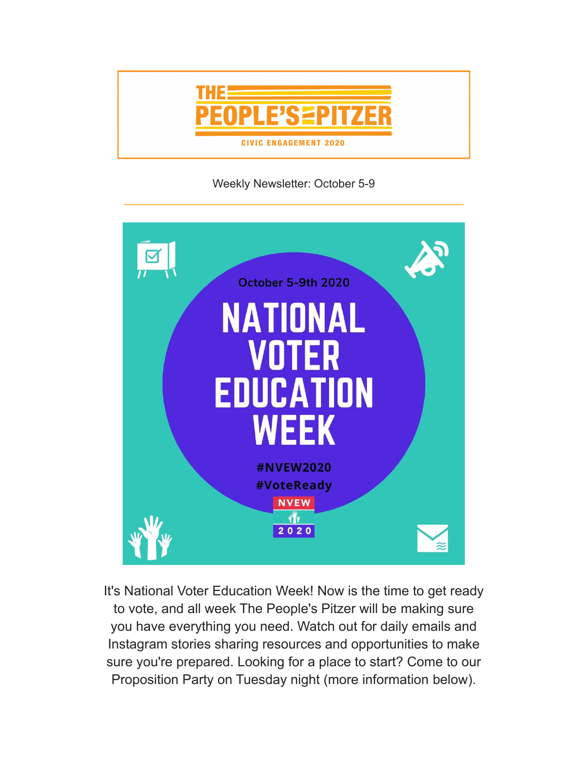# THE PEOPLE'S PITZER

CIVIC ENGAGEMENT 2020

Weekly Newsletter: October 5-9

---

October 5-9th 2020

# NATIONAL VOTER EDUCATION WEEK

#NVEW2020

#VoteReady

NVEW 2020

It's National Voter Education Week! Now is the time to get ready to vote, and all week The People's Pitzer will be making sure you have everything you need. Watch out for daily emails and Instagram stories sharing resources and opportunities to make sure you're prepared. Looking for a place to start? Come to our Proposition Party on Tuesday night (more information below).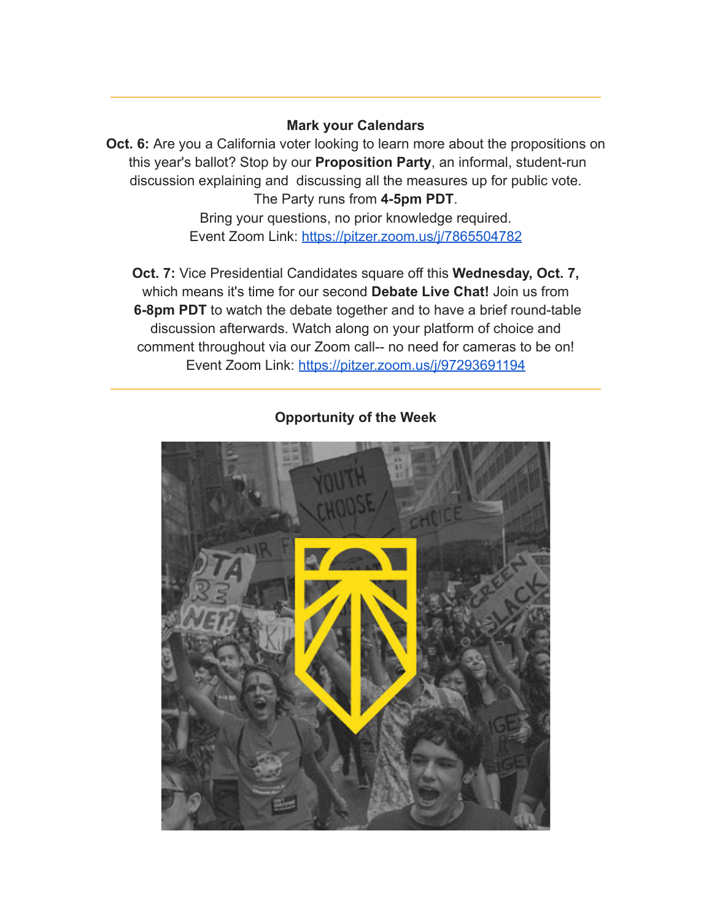---

**Mark your Calendars**

**Oct. 6:** Are you a California voter looking to learn more about the propositions on this year's ballot? Stop by our **Proposition Party**, an informal, student-run discussion explaining and discussing all the measures up for public vote. The Party runs from **4-5pm PDT**.
Bring your questions, no prior knowledge required.
Event Zoom Link: [https://pitzer.zoom.us/j/7865504782](https://pitzer.zoom.us/j/7865504782)

**Oct. 7:** Vice Presidential Candidates square off this **Wednesday, Oct. 7,** which means it's time for our second **Debate Live Chat!** Join us from **6-8pm PDT** to watch the debate together and to have a brief round-table discussion afterwards. Watch along on your platform of choice and comment throughout via our Zoom call-- no need for cameras to be on!
Event Zoom Link: [https://pitzer.zoom.us/j/97293691194](https://pitzer.zoom.us/j/97293691194)

---

**Opportunity of the Week**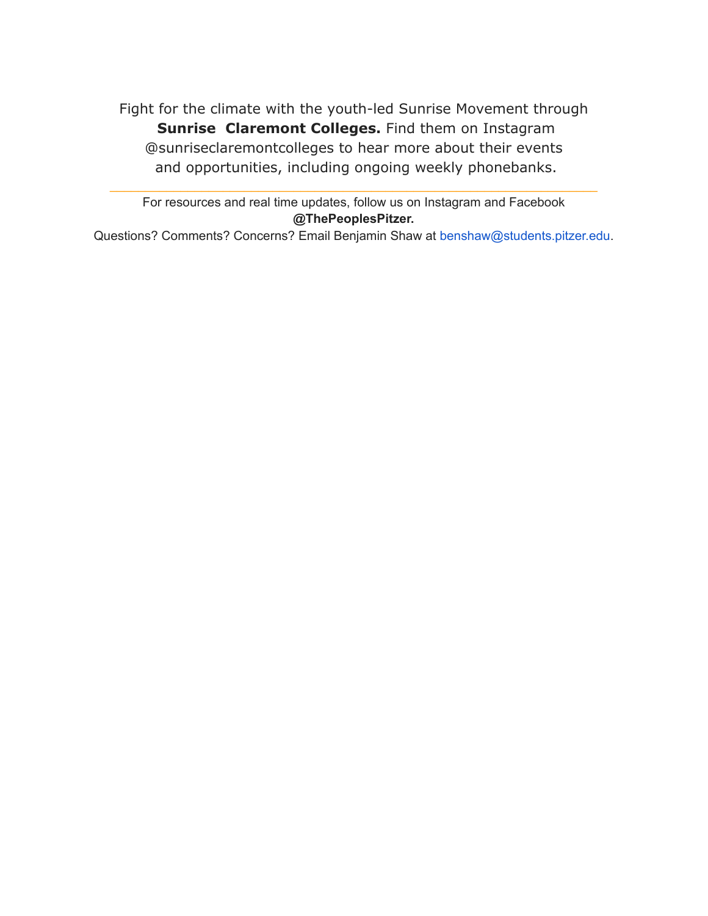Fight for the climate with the youth-led Sunrise Movement through **Sunrise Claremont Colleges.** Find them on Instagram @sunriseclaremontcolleges to hear more about their events and opportunities, including ongoing weekly phonebanks.

---

For resources and real time updates, follow us on Instagram and Facebook **@ThePeoplesPitzer.**

Questions? Comments? Concerns? Email Benjamin Shaw at benshaw@students.pitzer.edu.